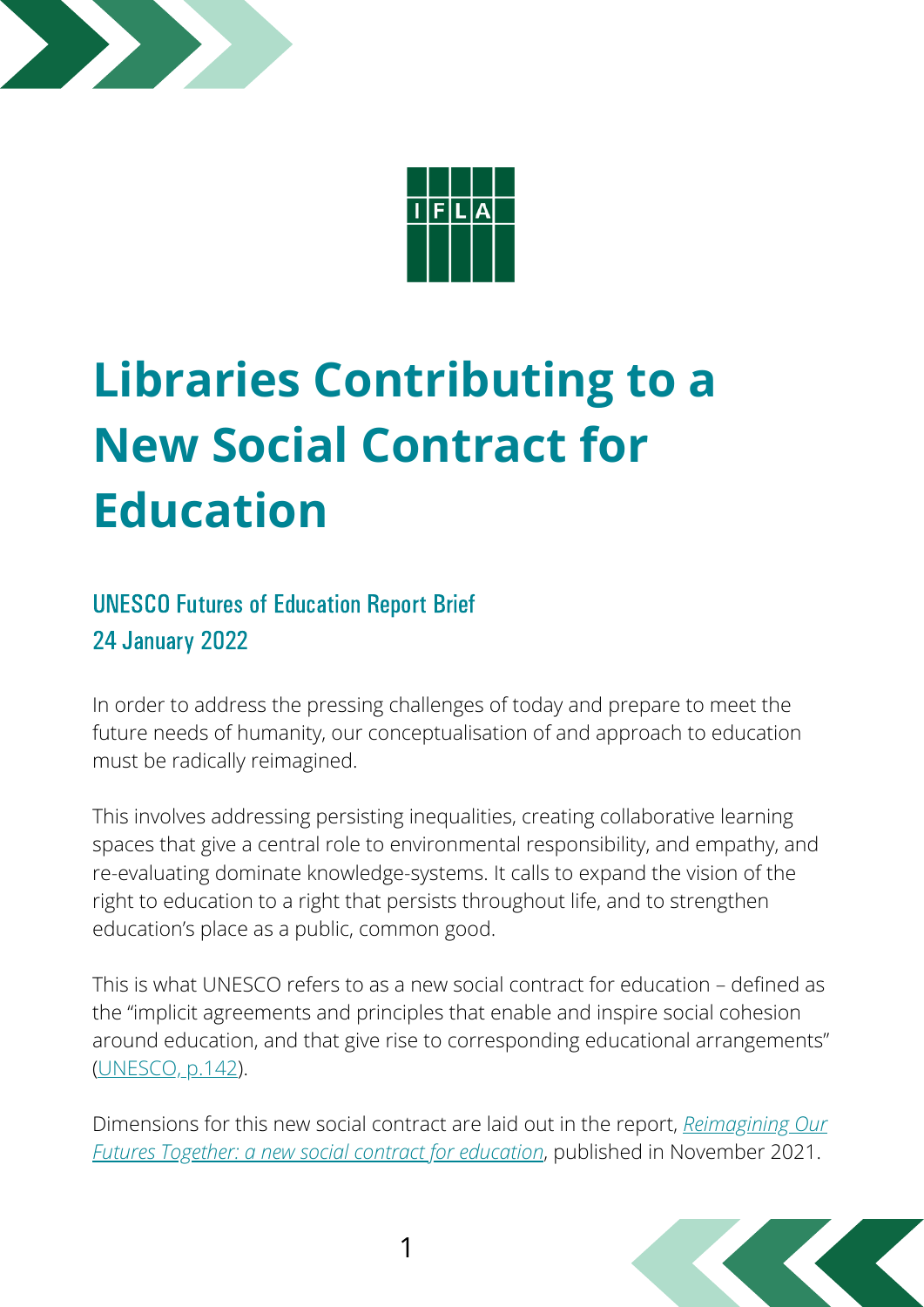# Libraries Contributing to a New Social Contract for Education

## UNESCO Futures of Education Report Brief
## 24 January 2022

In order to address the pressing challenges of today and prepare to meet the future needs of humanity, our conceptualisation of and approach to education must be radically reimagined.

This involves addressing persisting inequalities, creating collaborative learning spaces that give a central role to environmental responsibility, and empathy, and re-evaluating dominate knowledge-systems. It calls to expand the vision of the right to education to a right that persists throughout life, and to strengthen education's place as a public, common good.

This is what UNESCO refers to as a new social contract for education – defined as the "implicit agreements and principles that enable and inspire social cohesion around education, and that give rise to corresponding educational arrangements" (UNESCO, p.142).

Dimensions for this new social contract are laid out in the report, *Reimagining Our Futures Together: a new social contract for education*, published in November 2021.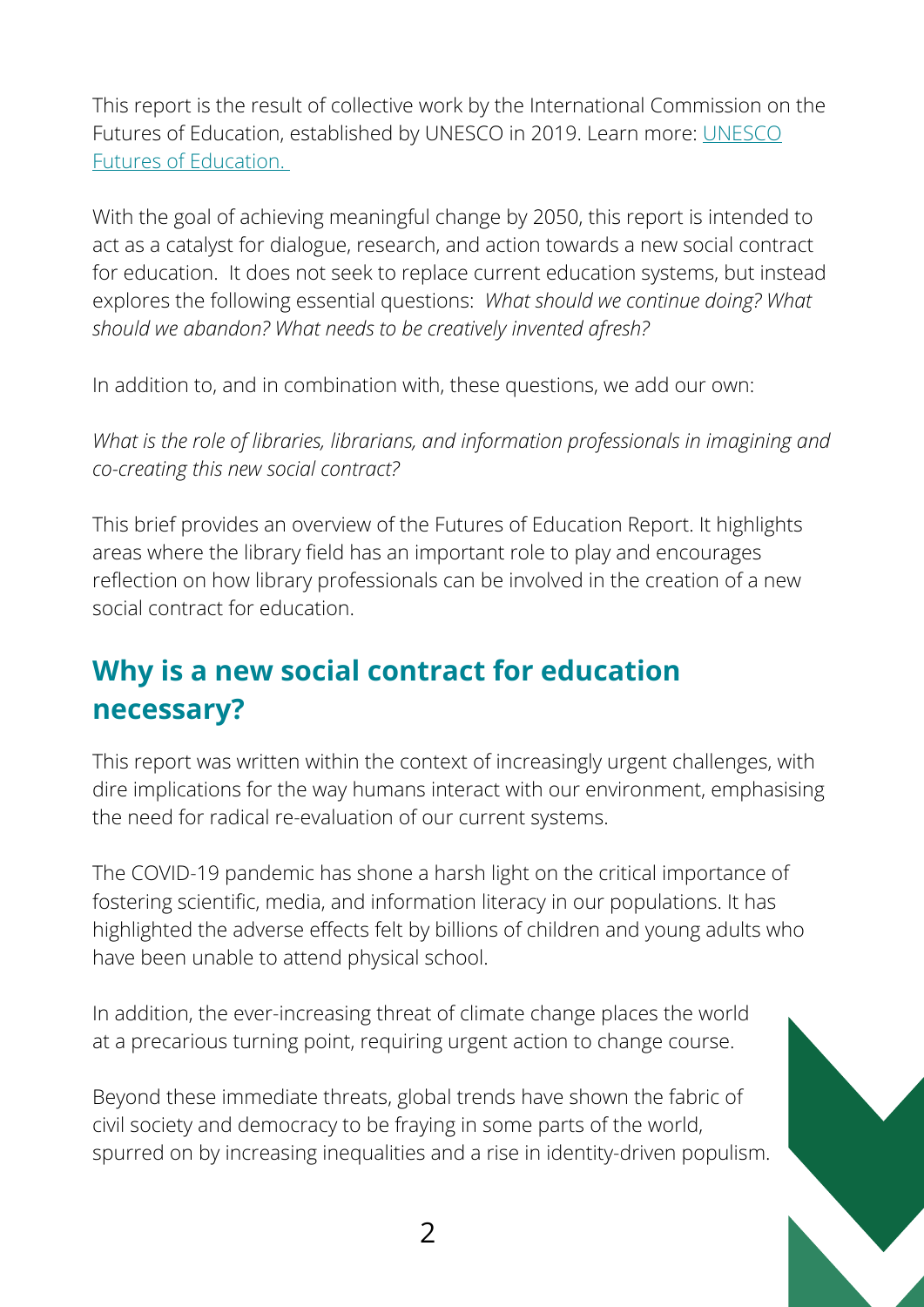This report is the result of collective work by the International Commission on the Futures of Education, established by UNESCO in 2019. Learn more: [UNESCO Futures of Education.](#)

With the goal of achieving meaningful change by 2050, this report is intended to act as a catalyst for dialogue, research, and action towards a new social contract for education. It does not seek to replace current education systems, but instead explores the following essential questions: *What should we continue doing? What should we abandon? What needs to be creatively invented afresh?*

In addition to, and in combination with, these questions, we add our own:

*What is the role of libraries, librarians, and information professionals in imagining and co-creating this new social contract?*

This brief provides an overview of the Futures of Education Report. It highlights areas where the library field has an important role to play and encourages reflection on how library professionals can be involved in the creation of a new social contract for education.

## Why is a new social contract for education necessary?

This report was written within the context of increasingly urgent challenges, with dire implications for the way humans interact with our environment, emphasising the need for radical re-evaluation of our current systems.

The COVID-19 pandemic has shone a harsh light on the critical importance of fostering scientific, media, and information literacy in our populations. It has highlighted the adverse effects felt by billions of children and young adults who have been unable to attend physical school.

In addition, the ever-increasing threat of climate change places the world at a precarious turning point, requiring urgent action to change course.

Beyond these immediate threats, global trends have shown the fabric of civil society and democracy to be fraying in some parts of the world, spurred on by increasing inequalities and a rise in identity-driven populism.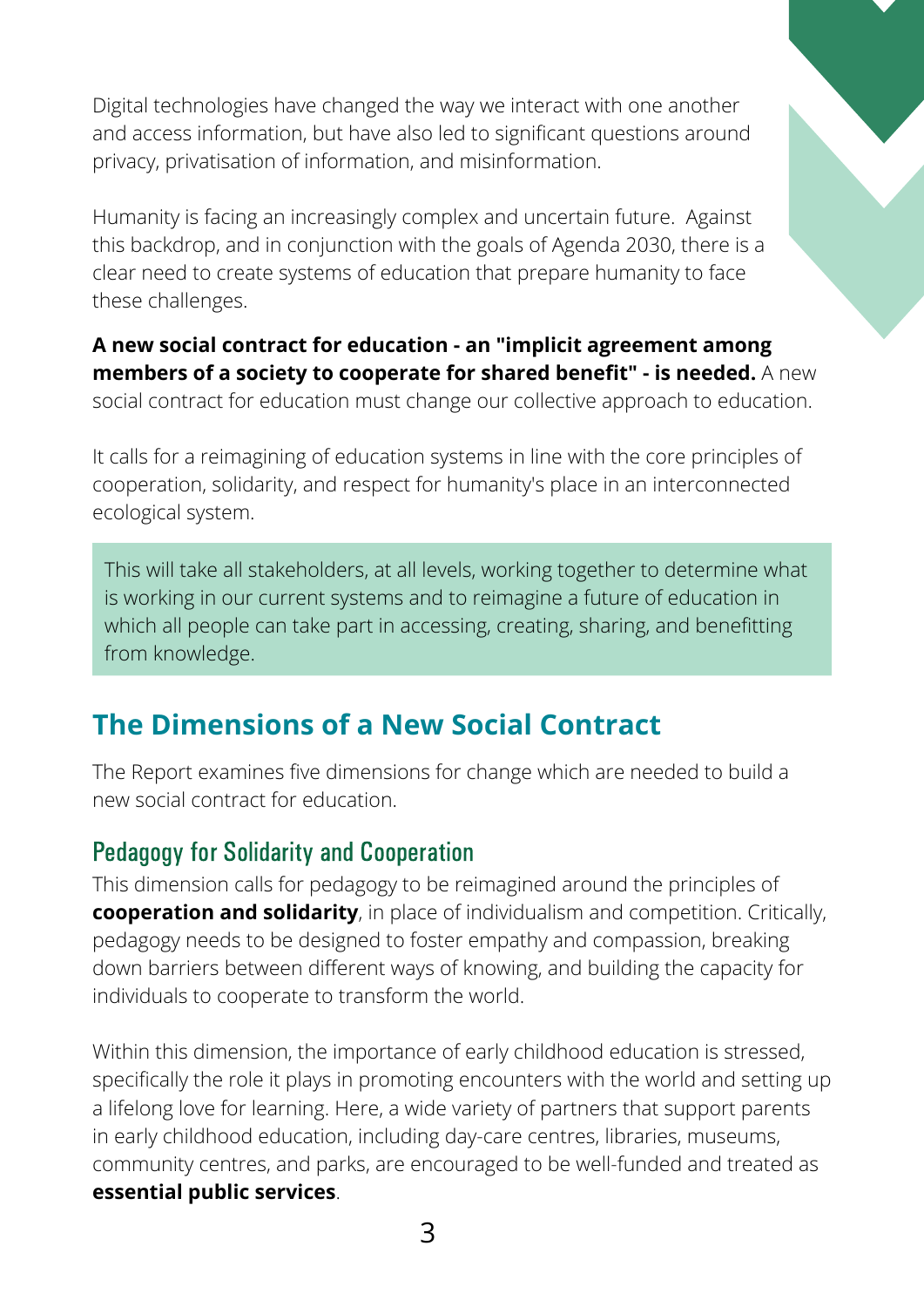Digital technologies have changed the way we interact with one another and access information, but have also led to significant questions around privacy, privatisation of information, and misinformation.

Humanity is facing an increasingly complex and uncertain future. Against this backdrop, and in conjunction with the goals of Agenda 2030, there is a clear need to create systems of education that prepare humanity to face these challenges.

**A new social contract for education - an "implicit agreement among members of a society to cooperate for shared benefit" - is needed.** A new social contract for education must change our collective approach to education.

It calls for a reimagining of education systems in line with the core principles of cooperation, solidarity, and respect for humanity's place in an interconnected ecological system.

> This will take all stakeholders, at all levels, working together to determine what is working in our current systems and to reimagine a future of education in which all people can take part in accessing, creating, sharing, and benefitting from knowledge.

## The Dimensions of a New Social Contract

The Report examines five dimensions for change which are needed to build a new social contract for education.

### Pedagogy for Solidarity and Cooperation

This dimension calls for pedagogy to be reimagined around the principles of **cooperation and solidarity**, in place of individualism and competition. Critically, pedagogy needs to be designed to foster empathy and compassion, breaking down barriers between different ways of knowing, and building the capacity for individuals to cooperate to transform the world.

Within this dimension, the importance of early childhood education is stressed, specifically the role it plays in promoting encounters with the world and setting up a lifelong love for learning. Here, a wide variety of partners that support parents in early childhood education, including day-care centres, libraries, museums, community centres, and parks, are encouraged to be well-funded and treated as **essential public services**.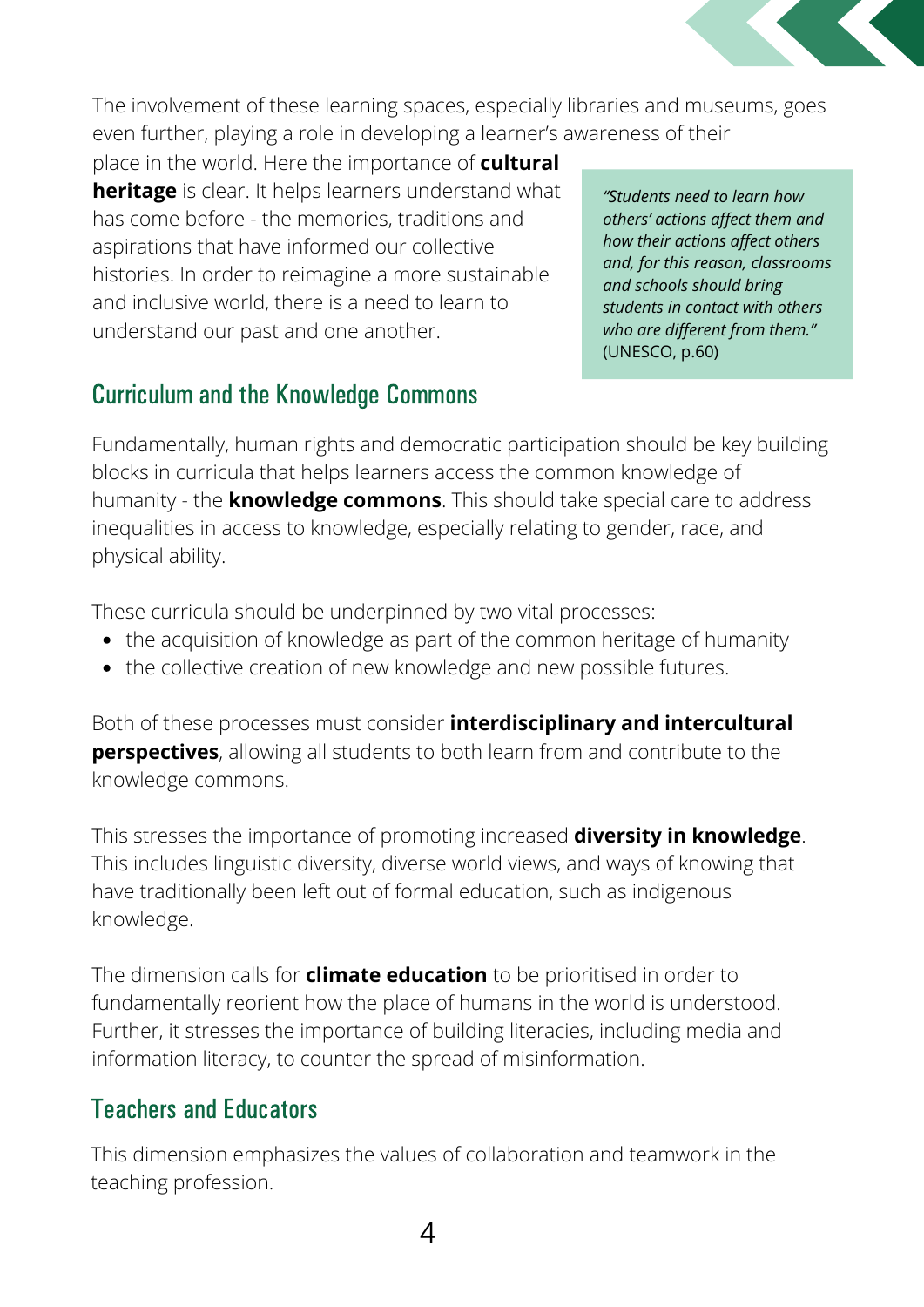The involvement of these learning spaces, especially libraries and museums, goes even further, playing a role in developing a learner's awareness of their place in the world. Here the importance of **cultural heritage** is clear. It helps learners understand what has come before - the memories, traditions and aspirations that have informed our collective histories. In order to reimagine a more sustainable and inclusive world, there is a need to learn to understand our past and one another.

> *"Students need to learn how others' actions affect them and how their actions affect others and, for this reason, classrooms and schools should bring students in contact with others who are different from them."* (UNESCO, p.60)

## Curriculum and the Knowledge Commons

Fundamentally, human rights and democratic participation should be key building blocks in curricula that helps learners access the common knowledge of humanity - the **knowledge commons**. This should take special care to address inequalities in access to knowledge, especially relating to gender, race, and physical ability.

These curricula should be underpinned by two vital processes:

- the acquisition of knowledge as part of the common heritage of humanity
- the collective creation of new knowledge and new possible futures.

Both of these processes must consider **interdisciplinary and intercultural perspectives**, allowing all students to both learn from and contribute to the knowledge commons.

This stresses the importance of promoting increased **diversity in knowledge**. This includes linguistic diversity, diverse world views, and ways of knowing that have traditionally been left out of formal education, such as indigenous knowledge.

The dimension calls for **climate education** to be prioritised in order to fundamentally reorient how the place of humans in the world is understood. Further, it stresses the importance of building literacies, including media and information literacy, to counter the spread of misinformation.

## Teachers and Educators

This dimension emphasizes the values of collaboration and teamwork in the teaching profession.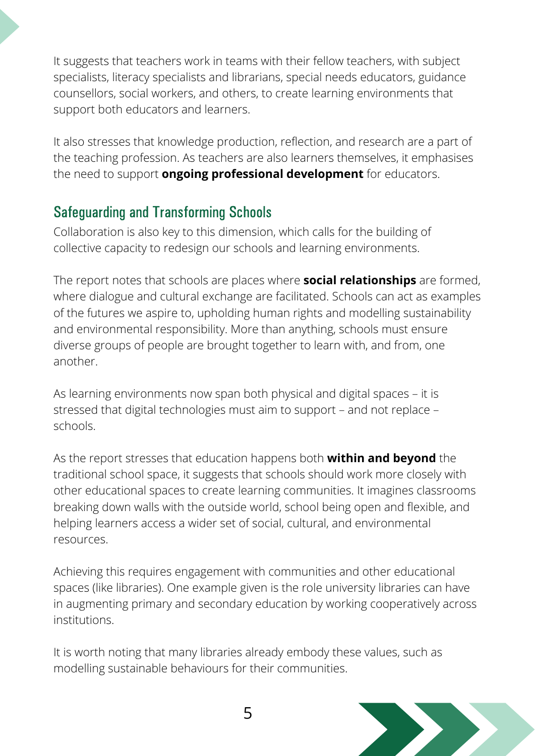It suggests that teachers work in teams with their fellow teachers, with subject specialists, literacy specialists and librarians, special needs educators, guidance counsellors, social workers, and others, to create learning environments that support both educators and learners.

It also stresses that knowledge production, reflection, and research are a part of the teaching profession. As teachers are also learners themselves, it emphasises the need to support **ongoing professional development** for educators.

## Safeguarding and Transforming Schools

Collaboration is also key to this dimension, which calls for the building of collective capacity to redesign our schools and learning environments.

The report notes that schools are places where **social relationships** are formed, where dialogue and cultural exchange are facilitated. Schools can act as examples of the futures we aspire to, upholding human rights and modelling sustainability and environmental responsibility. More than anything, schools must ensure diverse groups of people are brought together to learn with, and from, one another.

As learning environments now span both physical and digital spaces – it is stressed that digital technologies must aim to support – and not replace – schools.

As the report stresses that education happens both **within and beyond** the traditional school space, it suggests that schools should work more closely with other educational spaces to create learning communities. It imagines classrooms breaking down walls with the outside world, school being open and flexible, and helping learners access a wider set of social, cultural, and environmental resources.

Achieving this requires engagement with communities and other educational spaces (like libraries). One example given is the role university libraries can have in augmenting primary and secondary education by working cooperatively across institutions.

It is worth noting that many libraries already embody these values, such as modelling sustainable behaviours for their communities.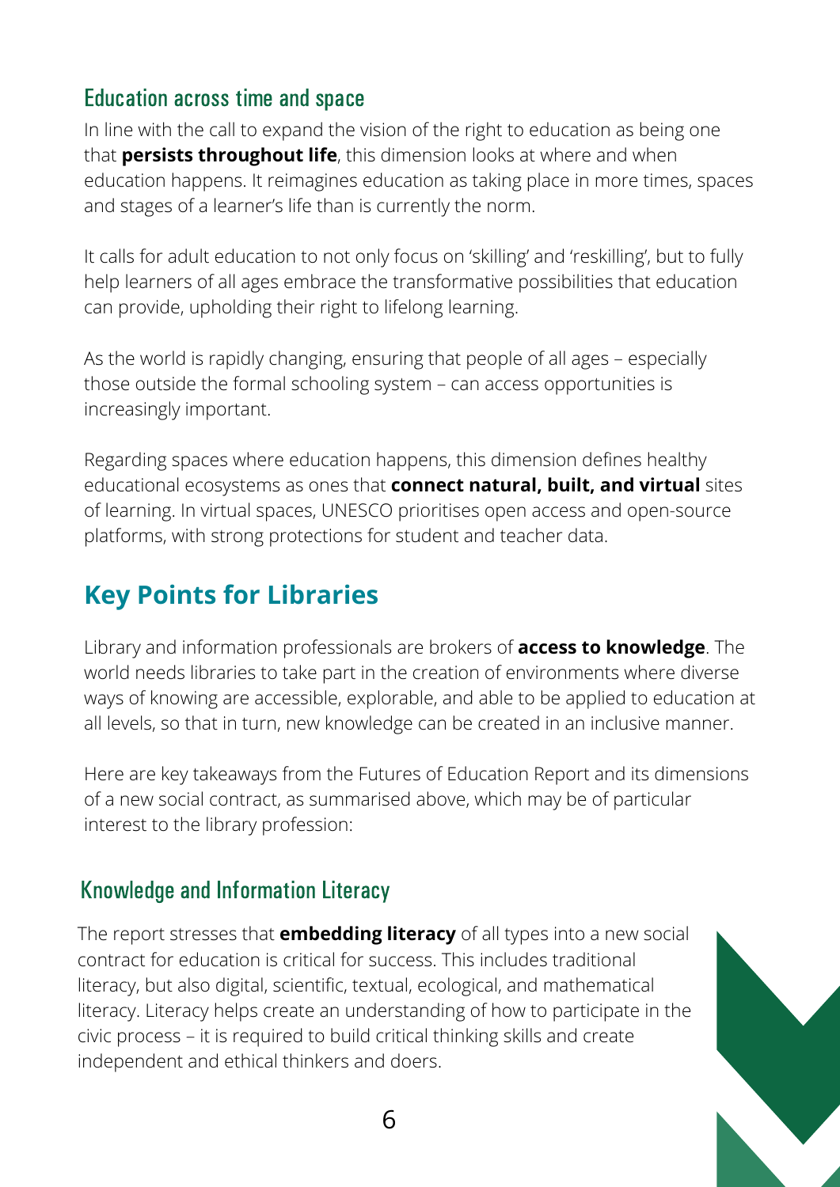### Education across time and space

In line with the call to expand the vision of the right to education as being one that **persists throughout life**, this dimension looks at where and when education happens. It reimagines education as taking place in more times, spaces and stages of a learner's life than is currently the norm.

It calls for adult education to not only focus on 'skilling' and 'reskilling', but to fully help learners of all ages embrace the transformative possibilities that education can provide, upholding their right to lifelong learning.

As the world is rapidly changing, ensuring that people of all ages – especially those outside the formal schooling system – can access opportunities is increasingly important.

Regarding spaces where education happens, this dimension defines healthy educational ecosystems as ones that **connect natural, built, and virtual** sites of learning. In virtual spaces, UNESCO prioritises open access and open-source platforms, with strong protections for student and teacher data.

## Key Points for Libraries

Library and information professionals are brokers of **access to knowledge**. The world needs libraries to take part in the creation of environments where diverse ways of knowing are accessible, explorable, and able to be applied to education at all levels, so that in turn, new knowledge can be created in an inclusive manner.

Here are key takeaways from the Futures of Education Report and its dimensions of a new social contract, as summarised above, which may be of particular interest to the library profession:

### Knowledge and Information Literacy

The report stresses that **embedding literacy** of all types into a new social contract for education is critical for success. This includes traditional literacy, but also digital, scientific, textual, ecological, and mathematical literacy. Literacy helps create an understanding of how to participate in the civic process – it is required to build critical thinking skills and create independent and ethical thinkers and doers.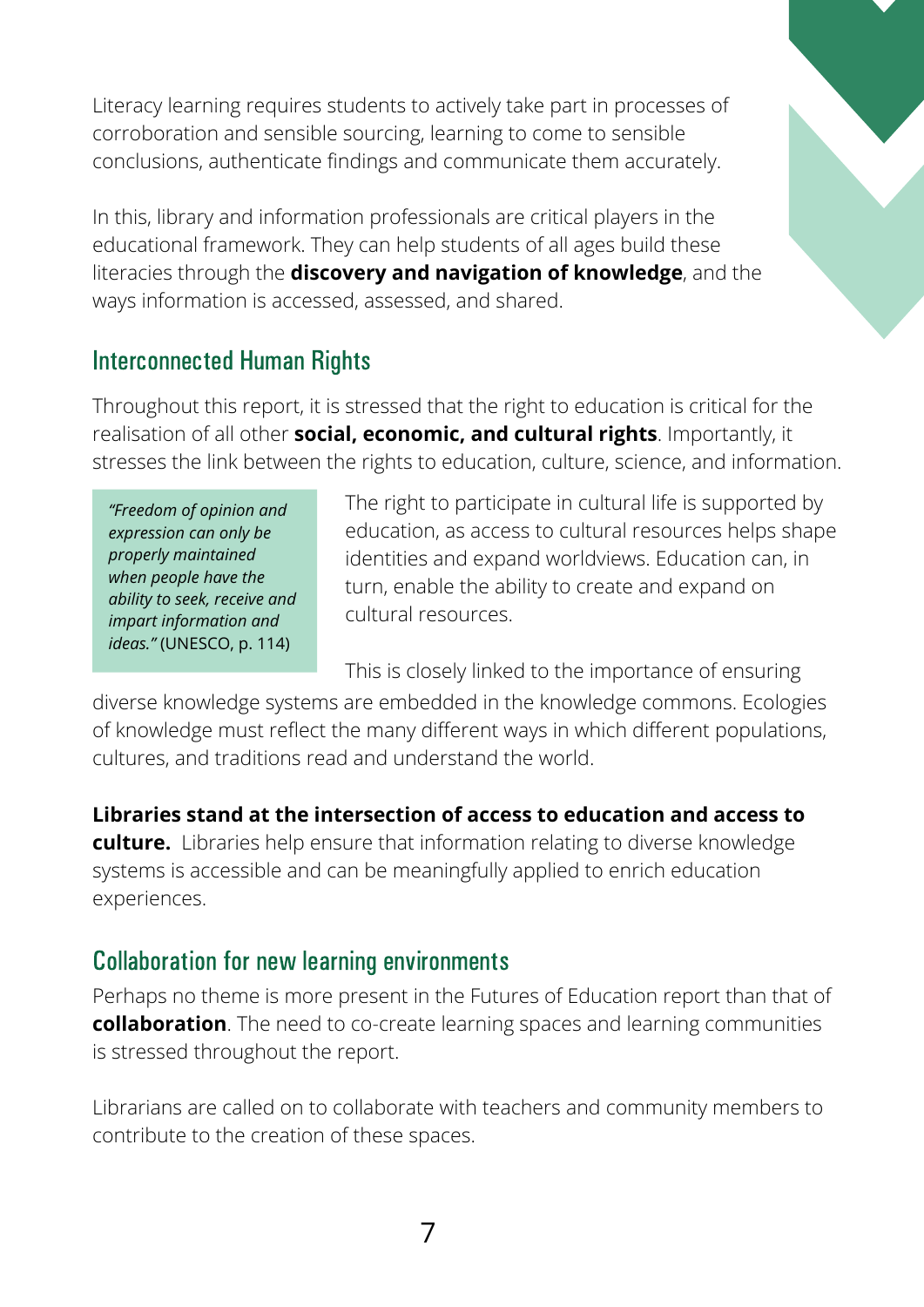Literacy learning requires students to actively take part in processes of corroboration and sensible sourcing, learning to come to sensible conclusions, authenticate findings and communicate them accurately.

In this, library and information professionals are critical players in the educational framework. They can help students of all ages build these literacies through the **discovery and navigation of knowledge**, and the ways information is accessed, assessed, and shared.

## Interconnected Human Rights

Throughout this report, it is stressed that the right to education is critical for the realisation of all other **social, economic, and cultural rights**. Importantly, it stresses the link between the rights to education, culture, science, and information.

> *"Freedom of opinion and expression can only be properly maintained when people have the ability to seek, receive and impart information and ideas."* (UNESCO, p. 114)

The right to participate in cultural life is supported by education, as access to cultural resources helps shape identities and expand worldviews. Education can, in turn, enable the ability to create and expand on cultural resources.

This is closely linked to the importance of ensuring diverse knowledge systems are embedded in the knowledge commons. Ecologies of knowledge must reflect the many different ways in which different populations, cultures, and traditions read and understand the world.

**Libraries stand at the intersection of access to education and access to culture.** Libraries help ensure that information relating to diverse knowledge systems is accessible and can be meaningfully applied to enrich education experiences.

## Collaboration for new learning environments

Perhaps no theme is more present in the Futures of Education report than that of **collaboration**. The need to co-create learning spaces and learning communities is stressed throughout the report.

Librarians are called on to collaborate with teachers and community members to contribute to the creation of these spaces.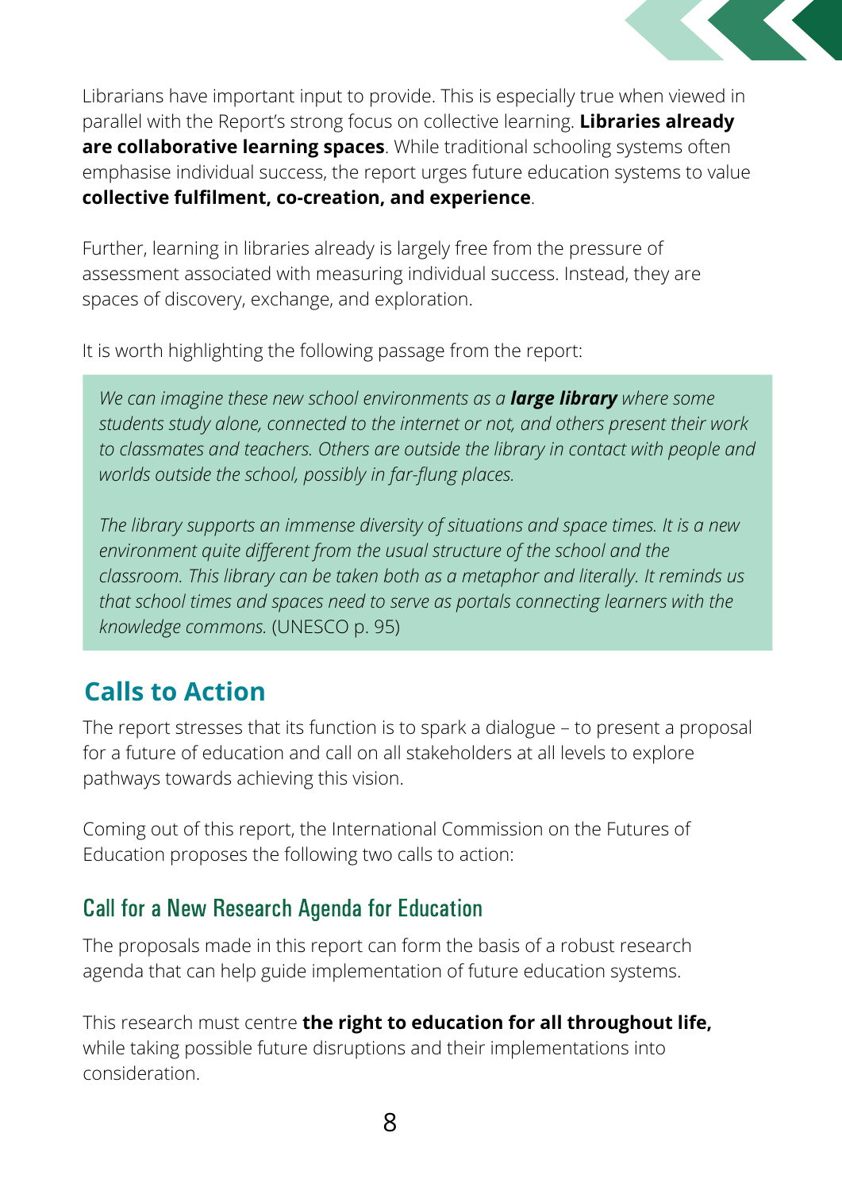Librarians have important input to provide. This is especially true when viewed in parallel with the Report's strong focus on collective learning. **Libraries already are collaborative learning spaces**. While traditional schooling systems often emphasise individual success, the report urges future education systems to value **collective fulfilment, co-creation, and experience**.

Further, learning in libraries already is largely free from the pressure of assessment associated with measuring individual success. Instead, they are spaces of discovery, exchange, and exploration.

It is worth highlighting the following passage from the report:

> *We can imagine these new school environments as a* ***large library*** *where some students study alone, connected to the internet or not, and others present their work to classmates and teachers. Others are outside the library in contact with people and worlds outside the school, possibly in far-flung places.*
>
> *The library supports an immense diversity of situations and space times. It is a new environment quite different from the usual structure of the school and the classroom. This library can be taken both as a metaphor and literally. It reminds us that school times and spaces need to serve as portals connecting learners with the knowledge commons.* (UNESCO p. 95)

## Calls to Action

The report stresses that its function is to spark a dialogue – to present a proposal for a future of education and call on all stakeholders at all levels to explore pathways towards achieving this vision.

Coming out of this report, the International Commission on the Futures of Education proposes the following two calls to action:

### Call for a New Research Agenda for Education

The proposals made in this report can form the basis of a robust research agenda that can help guide implementation of future education systems.

This research must centre **the right to education for all throughout life,** while taking possible future disruptions and their implementations into consideration.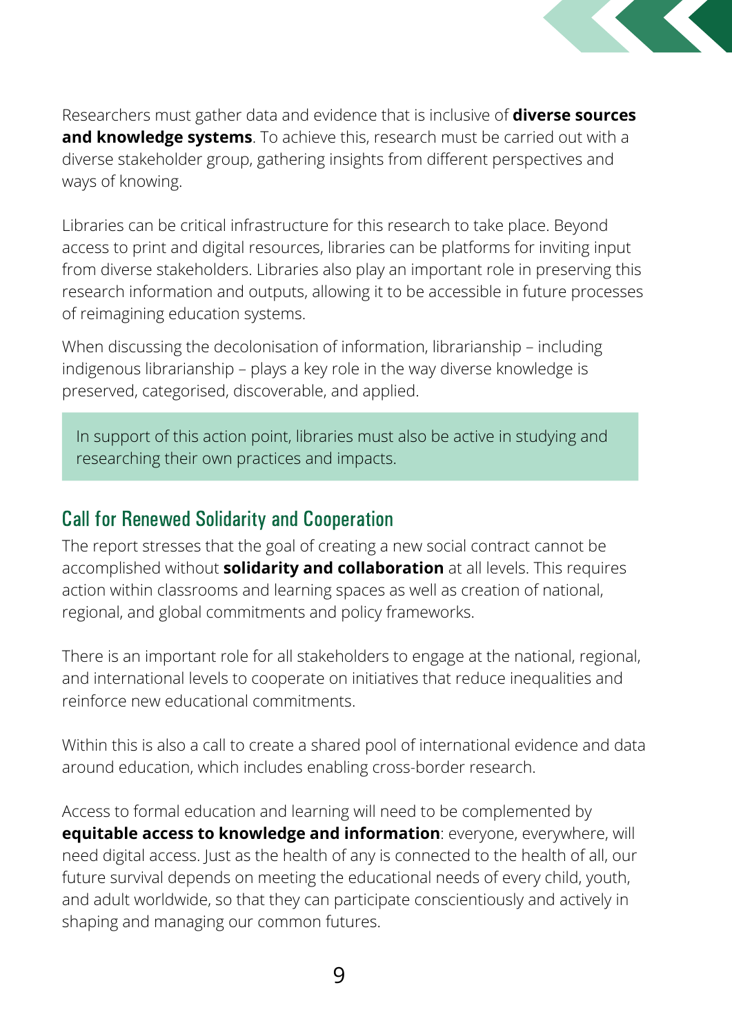Researchers must gather data and evidence that is inclusive of **diverse sources and knowledge systems**. To achieve this, research must be carried out with a diverse stakeholder group, gathering insights from different perspectives and ways of knowing.

Libraries can be critical infrastructure for this research to take place. Beyond access to print and digital resources, libraries can be platforms for inviting input from diverse stakeholders. Libraries also play an important role in preserving this research information and outputs, allowing it to be accessible in future processes of reimagining education systems.

When discussing the decolonisation of information, librarianship – including indigenous librarianship – plays a key role in the way diverse knowledge is preserved, categorised, discoverable, and applied.

> In support of this action point, libraries must also be active in studying and researching their own practices and impacts.

## Call for Renewed Solidarity and Cooperation

The report stresses that the goal of creating a new social contract cannot be accomplished without **solidarity and collaboration** at all levels. This requires action within classrooms and learning spaces as well as creation of national, regional, and global commitments and policy frameworks.

There is an important role for all stakeholders to engage at the national, regional, and international levels to cooperate on initiatives that reduce inequalities and reinforce new educational commitments.

Within this is also a call to create a shared pool of international evidence and data around education, which includes enabling cross-border research.

Access to formal education and learning will need to be complemented by **equitable access to knowledge and information**: everyone, everywhere, will need digital access. Just as the health of any is connected to the health of all, our future survival depends on meeting the educational needs of every child, youth, and adult worldwide, so that they can participate conscientiously and actively in shaping and managing our common futures.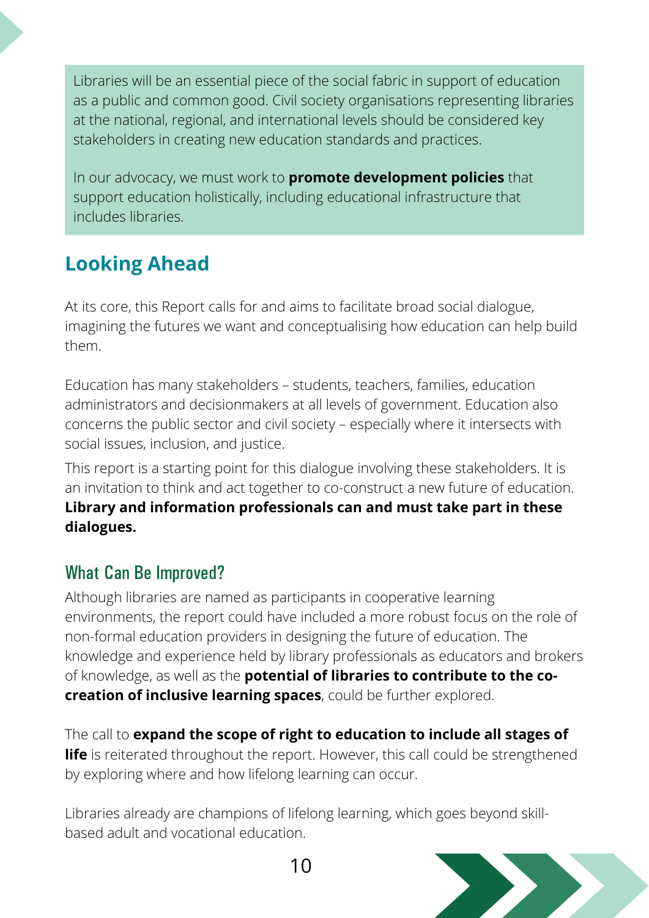Libraries will be an essential piece of the social fabric in support of education as a public and common good. Civil society organisations representing libraries at the national, regional, and international levels should be considered key stakeholders in creating new education standards and practices.

In our advocacy, we must work to **promote development policies** that support education holistically, including educational infrastructure that includes libraries.

## Looking Ahead

At its core, this Report calls for and aims to facilitate broad social dialogue, imagining the futures we want and conceptualising how education can help build them.

Education has many stakeholders – students, teachers, families, education administrators and decisionmakers at all levels of government. Education also concerns the public sector and civil society – especially where it intersects with social issues, inclusion, and justice.

This report is a starting point for this dialogue involving these stakeholders. It is an invitation to think and act together to co-construct a new future of education. **Library and information professionals can and must take part in these dialogues.**

### What Can Be Improved?

Although libraries are named as participants in cooperative learning environments, the report could have included a more robust focus on the role of non-formal education providers in designing the future of education. The knowledge and experience held by library professionals as educators and brokers of knowledge, as well as the **potential of libraries to contribute to the co-creation of inclusive learning spaces**, could be further explored.

The call to **expand the scope of right to education to include all stages of life** is reiterated throughout the report. However, this call could be strengthened by exploring where and how lifelong learning can occur.

Libraries already are champions of lifelong learning, which goes beyond skill-based adult and vocational education.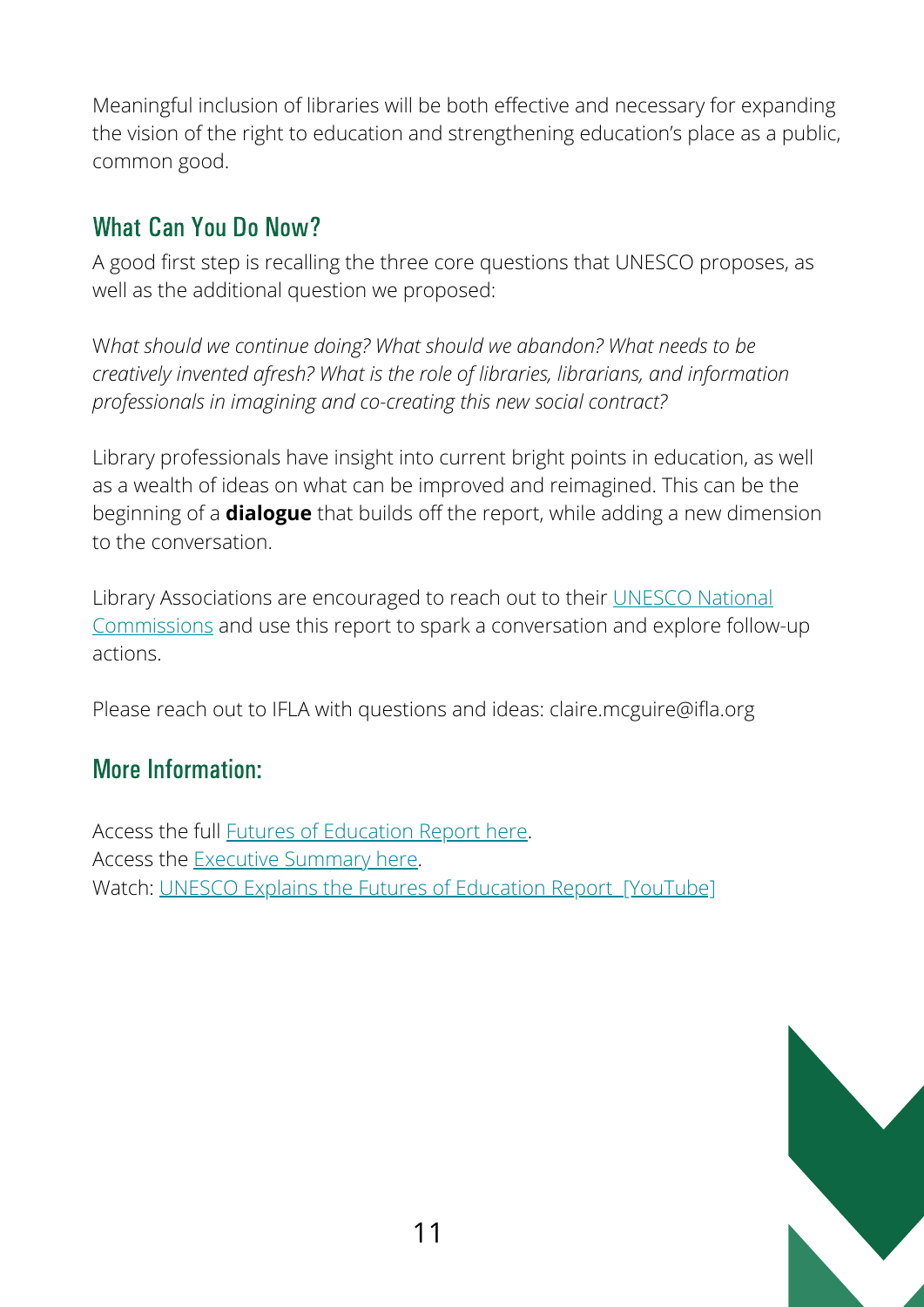Meaningful inclusion of libraries will be both effective and necessary for expanding the vision of the right to education and strengthening education's place as a public, common good.

## What Can You Do Now?

A good first step is recalling the three core questions that UNESCO proposes, as well as the additional question we proposed:

W*hat should we continue doing? What should we abandon? What needs to be creatively invented afresh? What is the role of libraries, librarians, and information professionals in imagining and co-creating this new social contract?*

Library professionals have insight into current bright points in education, as well as a wealth of ideas on what can be improved and reimagined. This can be the beginning of a **dialogue** that builds off the report, while adding a new dimension to the conversation.

Library Associations are encouraged to reach out to their UNESCO National Commissions and use this report to spark a conversation and explore follow-up actions.

Please reach out to IFLA with questions and ideas: claire.mcguire@ifla.org

## More Information:

Access the full Futures of Education Report here.
Access the Executive Summary here.
Watch: UNESCO Explains the Futures of Education Report [YouTube]